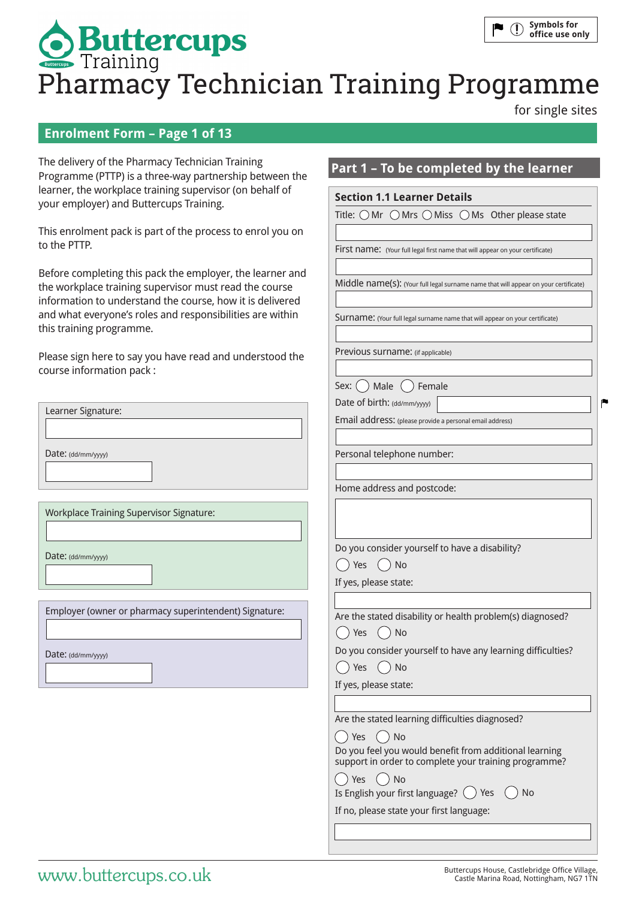Symbols for office use only

# Buttercups Training

# Pharmacy Technician Training Programme

for single sites

## Enrolment Form – Page 1 of 13

The delivery of the Pharmacy Technician Training Programme (PTTP) is a three-way partnership between the learner, the workplace training supervisor (on behalf of your employer) and Buttercups Training.

This enrolment pack is part of the process to enrol you on to the PTTP.

Before completing this pack the employer, the learner and the workplace training supervisor must read the course information to understand the course, how it is delivered and what everyone's roles and responsibilities are within this training programme.

Please sign here to say you have read and understood the course information pack :

Learner Signature:

Date: (dd/mm/yyyy)

Workplace Training Supervisor Signature:

Date: (dd/mm/yyyy)

Employer (owner or pharmacy superintendent) Signature:

Date: (dd/mm/yyyy)

## Part 1 – To be completed by the learner

### Section 1.1 Learner Details

Title: ◯ Mr ◯ Mrs ◯ Miss ◯ Ms Other please state

First name: (Your full legal first name that will appear on your certificate)

Middle name(s): (Your full legal surname name that will appear on your certificate)

Surname: (Your full legal surname name that will appear on your certificate)

Previous surname: (if applicable)

Sex: ◯ Male ◯ Female

Date of birth: (dd/mm/yyyy)

Email address: (please provide a personal email address)

Personal telephone number:

Home address and postcode:

Do you consider yourself to have a disability?

◯ Yes ◯ No

If yes, please state:

Are the stated disability or health problem(s) diagnosed?

◯ Yes ◯ No

Do you consider yourself to have any learning difficulties?

◯ Yes ◯ No

If yes, please state:

Are the stated learning difficulties diagnosed?

◯ Yes ◯ No

Do you feel you would benefit from additional learning support in order to complete your training programme?

◯ Yes ◯ No

Is English your first language? ◯ Yes ◯ No

If no, please state your first language:

www.buttercups.co.uk

Buttercups House, Castlebridge Office Village, Castle Marina Road, Nottingham, NG7 1TN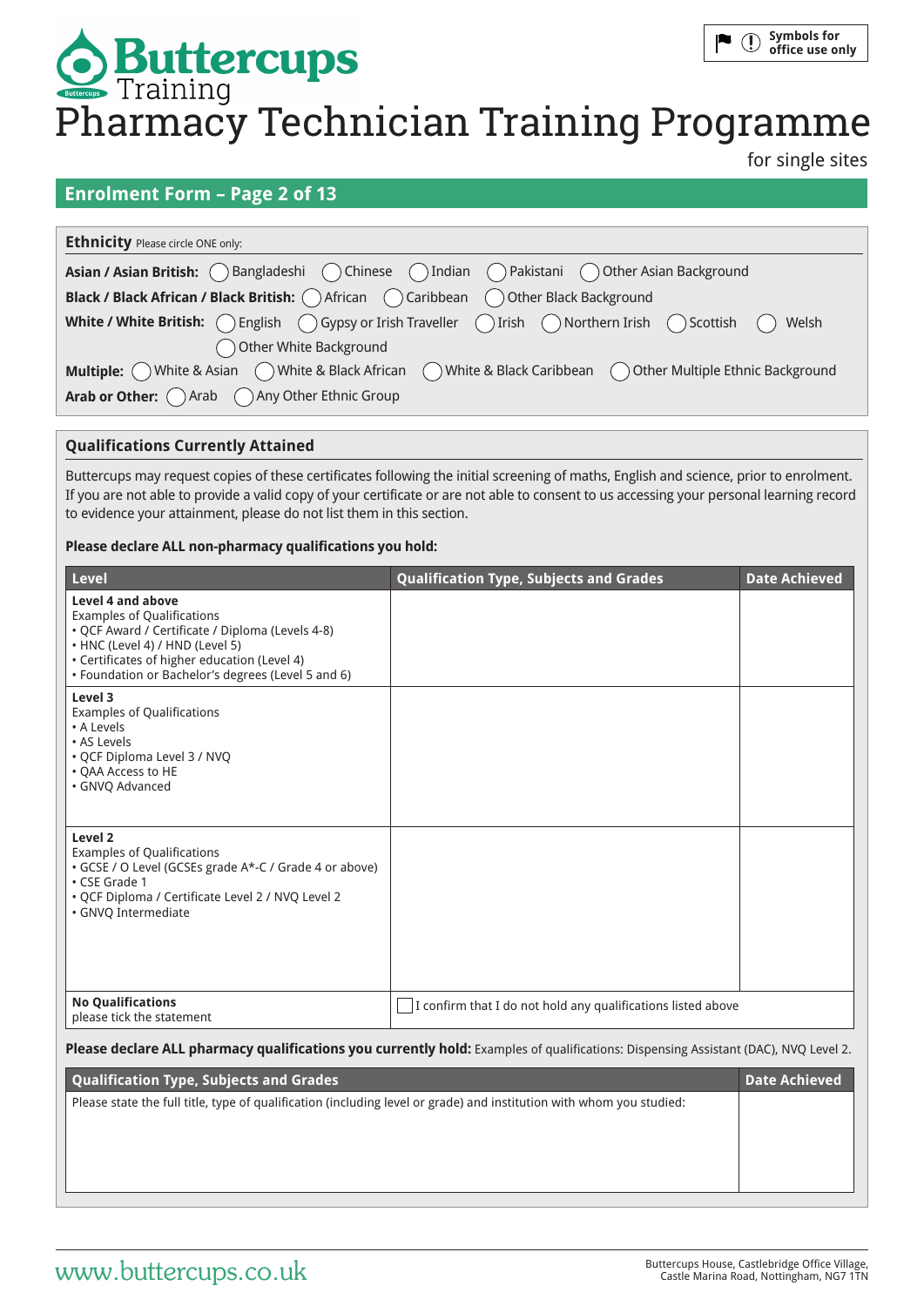# Buttercups Training

# Pharmacy Technician Training Programme

for single sites

Symbols for office use only

## Enrolment Form – Page 2 of 13

### Ethnicity

Please circle ONE only:

**Asian / Asian British:** ◯ Bangladeshi ◯ Chinese ◯ Indian ◯ Pakistani ◯ Other Asian Background

**Black / Black African / Black British:** ◯ African ◯ Caribbean ◯ Other Black Background

**White / White British:** ◯ English ◯ Gypsy or Irish Traveller ◯ Irish ◯ Northern Irish ◯ Scottish ◯ Welsh ◯ Other White Background

**Multiple:** ◯ White & Asian ◯ White & Black African ◯ White & Black Caribbean ◯ Other Multiple Ethnic Background

**Arab or Other:** ◯ Arab ◯ Any Other Ethnic Group

### Qualifications Currently Attained

Buttercups may request copies of these certificates following the initial screening of maths, English and science, prior to enrolment. If you are not able to provide a valid copy of your certificate or are not able to consent to us accessing your personal learning record to evidence your attainment, please do not list them in this section.

**Please declare ALL non-pharmacy qualifications you hold:**

| Level | Qualification Type, Subjects and Grades | Date Achieved |
|---|---|---|
| **Level 4 and above**<br>Examples of Qualifications<br>• QCF Award / Certificate / Diploma (Levels 4-8)<br>• HNC (Level 4) / HND (Level 5)<br>• Certificates of higher education (Level 4)<br>• Foundation or Bachelor's degrees (Level 5 and 6) | | |
| **Level 3**<br>Examples of Qualifications<br>• A Levels<br>• AS Levels<br>• QCF Diploma Level 3 / NVQ<br>• QAA Access to HE<br>• GNVQ Advanced | | |
| **Level 2**<br>Examples of Qualifications<br>• GCSE / O Level (GCSEs grade A*-C / Grade 4 or above)<br>• CSE Grade 1<br>• QCF Diploma / Certificate Level 2 / NVQ Level 2<br>• GNVQ Intermediate | | |
| **No Qualifications**<br>please tick the statement | ☐ I confirm that I do not hold any qualifications listed above | |

**Please declare ALL pharmacy qualifications you currently hold:** Examples of qualifications: Dispensing Assistant (DAC), NVQ Level 2.

| Qualification Type, Subjects and Grades | Date Achieved |
|---|---|
| Please state the full title, type of qualification (including level or grade) and institution with whom you studied: | |

www.buttercups.co.uk

Buttercups House, Castlebridge Office Village, Castle Marina Road, Nottingham, NG7 1TN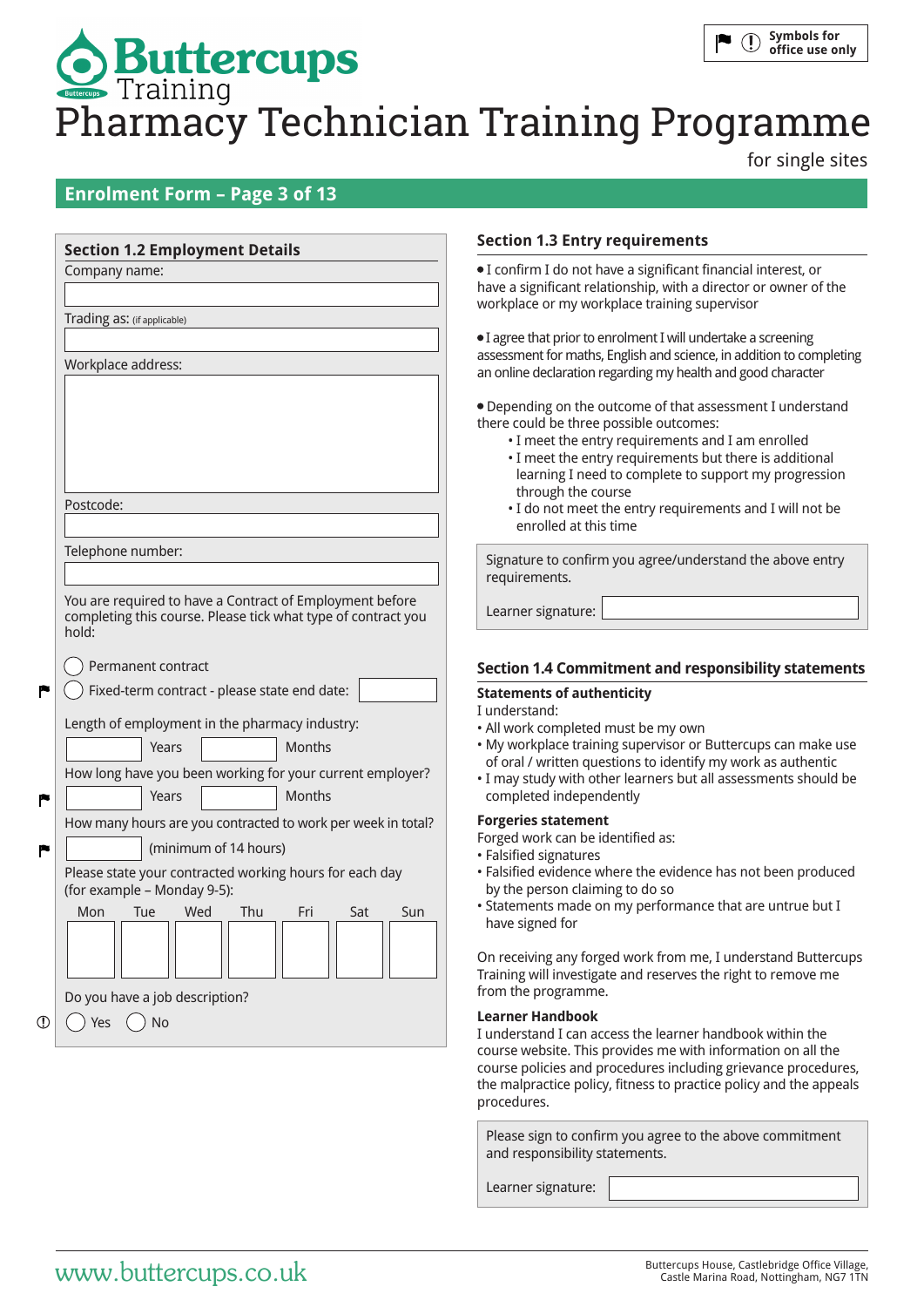# Buttercups Training

# Pharmacy Technician Training Programme

for single sites

Symbols for office use only

## Enrolment Form – Page 3 of 13

### Section 1.2 Employment Details

Company name:

Trading as: (if applicable)

Workplace address:

Postcode:

Telephone number:

You are required to have a Contract of Employment before completing this course. Please tick what type of contract you hold:

- ◯ Permanent contract
- ◯ Fixed-term contract - please state end date:

Length of employment in the pharmacy industry:

Years Months

How long have you been working for your current employer?

Years Months

How many hours are you contracted to work per week in total?

(minimum of 14 hours)

Please state your contracted working hours for each day (for example – Monday 9-5):

| Mon | Tue | Wed | Thu | Fri | Sat | Sun |
|---|---|---|---|---|---|---|
| | | | | | | |

Do you have a job description?

◯ Yes ◯ No

### Section 1.3 Entry requirements

- I confirm I do not have a significant financial interest, or have a significant relationship, with a director or owner of the workplace or my workplace training supervisor
- I agree that prior to enrolment I will undertake a screening assessment for maths, English and science, in addition to completing an online declaration regarding my health and good character
- Depending on the outcome of that assessment I understand there could be three possible outcomes:
  - I meet the entry requirements and I am enrolled
  - I meet the entry requirements but there is additional learning I need to complete to support my progression through the course
  - I do not meet the entry requirements and I will not be enrolled at this time

Signature to confirm you agree/understand the above entry requirements.

Learner signature:

### Section 1.4 Commitment and responsibility statements

**Statements of authenticity**

I understand:

- All work completed must be my own
- My workplace training supervisor or Buttercups can make use of oral / written questions to identify my work as authentic
- I may study with other learners but all assessments should be completed independently

**Forgeries statement**

Forged work can be identified as:

- Falsified signatures
- Falsified evidence where the evidence has not been produced by the person claiming to do so
- Statements made on my performance that are untrue but I have signed for

On receiving any forged work from me, I understand Buttercups Training will investigate and reserves the right to remove me from the programme.

**Learner Handbook**

I understand I can access the learner handbook within the course website. This provides me with information on all the course policies and procedures including grievance procedures, the malpractice policy, fitness to practice policy and the appeals procedures.

Please sign to confirm you agree to the above commitment and responsibility statements.

Learner signature:

www.buttercups.co.uk

Buttercups House, Castlebridge Office Village, Castle Marina Road, Nottingham, NG7 1TN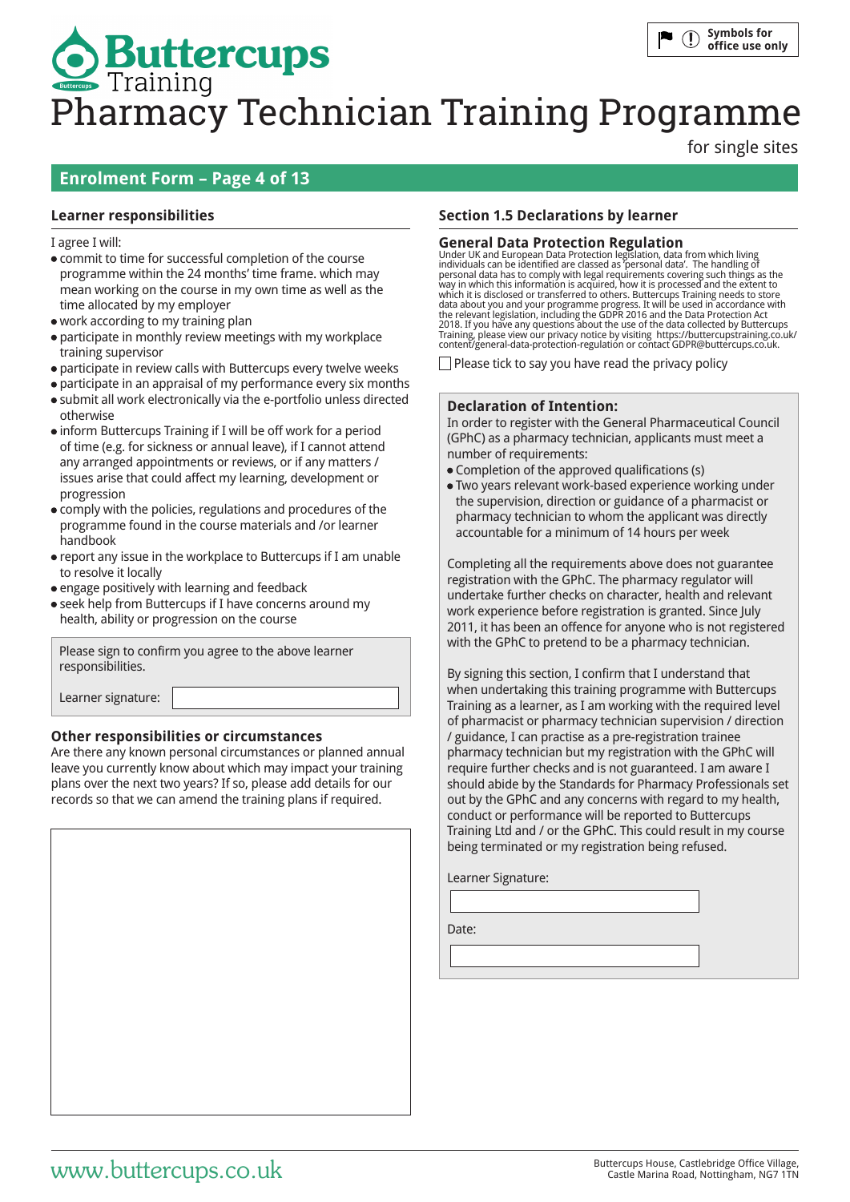# Buttercups Training

# Pharmacy Technician Training Programme

for single sites

Symbols for office use only

## Enrolment Form – Page 4 of 13

### Learner responsibilities

I agree I will:

- commit to time for successful completion of the course programme within the 24 months' time frame. which may mean working on the course in my own time as well as the time allocated by my employer
- work according to my training plan
- participate in monthly review meetings with my workplace training supervisor
- participate in review calls with Buttercups every twelve weeks
- participate in an appraisal of my performance every six months
- submit all work electronically via the e-portfolio unless directed otherwise
- inform Buttercups Training if I will be off work for a period of time (e.g. for sickness or annual leave), if I cannot attend any arranged appointments or reviews, or if any matters / issues arise that could affect my learning, development or progression
- comply with the policies, regulations and procedures of the programme found in the course materials and /or learner handbook
- report any issue in the workplace to Buttercups if I am unable to resolve it locally
- engage positively with learning and feedback
- seek help from Buttercups if I have concerns around my health, ability or progression on the course

Please sign to confirm you agree to the above learner responsibilities.

Learner signature: ____________________

### Other responsibilities or circumstances

Are there any known personal circumstances or planned annual leave you currently know about which may impact your training plans over the next two years? If so, please add details for our records so that we can amend the training plans if required.

____________________

### Section 1.5 Declarations by learner

#### General Data Protection Regulation

Under UK and European Data Protection legislation, data from which living individuals can be identified are classed as 'personal data'. The handling of personal data has to comply with legal requirements covering such things as the way in which this information is acquired, how it is processed and the extent to which it is disclosed or transferred to others. Buttercups Training needs to store data about you and your programme progress. It will be used in accordance with the relevant legislation, including the GDPR 2016 and the Data Protection Act 2018. If you have any questions about the use of the data collected by Buttercups Training, please view our privacy notice by visiting https://buttercupstraining.co.uk/content/general-data-protection-regulation or contact GDPR@buttercups.co.uk.

☐ Please tick to say you have read the privacy policy

#### Declaration of Intention:

In order to register with the General Pharmaceutical Council (GPhC) as a pharmacy technician, applicants must meet a number of requirements:

- Completion of the approved qualifications (s)
- Two years relevant work-based experience working under the supervision, direction or guidance of a pharmacist or pharmacy technician to whom the applicant was directly accountable for a minimum of 14 hours per week

Completing all the requirements above does not guarantee registration with the GPhC. The pharmacy regulator will undertake further checks on character, health and relevant work experience before registration is granted. Since July 2011, it has been an offence for anyone who is not registered with the GPhC to pretend to be a pharmacy technician.

By signing this section, I confirm that I understand that when undertaking this training programme with Buttercups Training as a learner, as I am working with the required level of pharmacist or pharmacy technician supervision / direction / guidance, I can practise as a pre-registration trainee pharmacy technician but my registration with the GPhC will require further checks and is not guaranteed. I am aware I should abide by the Standards for Pharmacy Professionals set out by the GPhC and any concerns with regard to my health, conduct or performance will be reported to Buttercups Training Ltd and / or the GPhC. This could result in my course being terminated or my registration being refused.

Learner Signature: ____________________

Date: ____________________

www.buttercups.co.uk

Buttercups House, Castlebridge Office Village, Castle Marina Road, Nottingham, NG7 1TN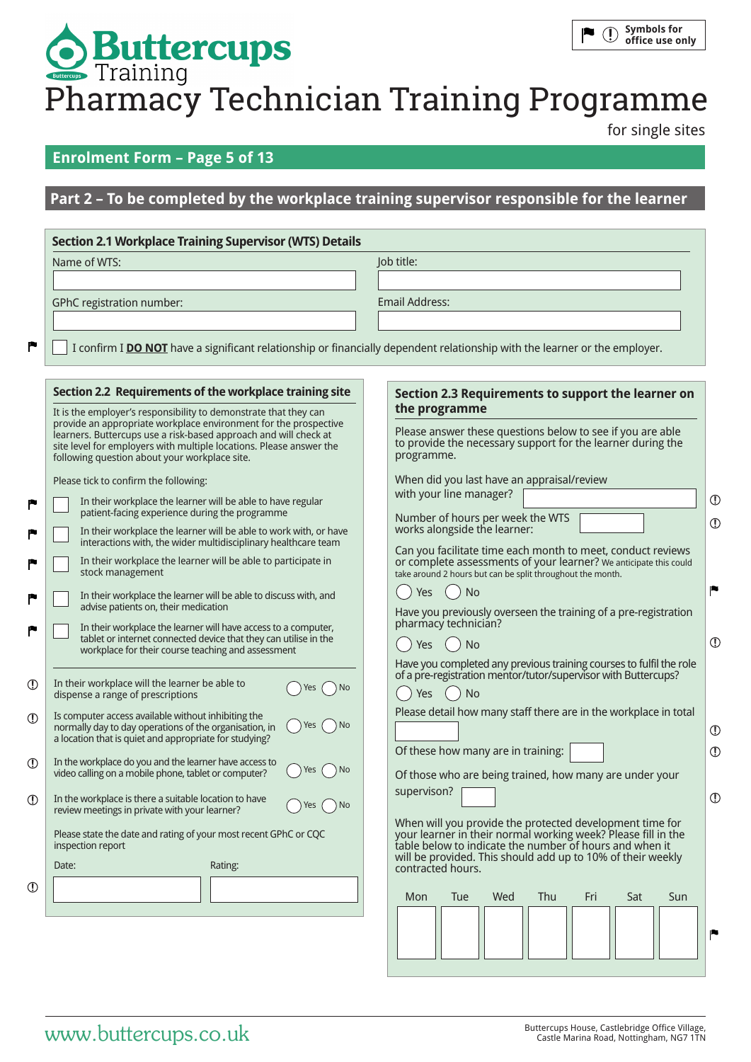Buttercups Training

# Pharmacy Technician Training Programme

for single sites

Symbols for office use only

## Enrolment Form – Page 5 of 13

## Part 2 – To be completed by the workplace training supervisor responsible for the learner

### Section 2.1 Workplace Training Supervisor (WTS) Details

Name of WTS:

Job title:

GPhC registration number:

Email Address:

☐ I confirm I **DO NOT** have a significant relationship or financially dependent relationship with the learner or the employer.

### Section 2.2 Requirements of the workplace training site

It is the employer's responsibility to demonstrate that they can provide an appropriate workplace environment for the prospective learners. Buttercups use a risk-based approach and will check at site level for employers with multiple locations. Please answer the following question about your workplace site.

Please tick to confirm the following:

- ☐ In their workplace the learner will be able to have regular patient-facing experience during the programme
- ☐ In their workplace the learner will be able to work with, or have interactions with, the wider multidisciplinary healthcare team
- ☐ In their workplace the learner will be able to participate in stock management
- ☐ In their workplace the learner will be able to discuss with, and advise patients on, their medication
- ☐ In their workplace the learner will have access to a computer, tablet or internet connected device that they can utilise in the workplace for their course teaching and assessment

In their workplace will the learner be able to dispense a range of prescriptions ◯ Yes ◯ No

Is computer access available without inhibiting the normally day to day operations of the organisation, in a location that is quiet and appropriate for studying? ◯ Yes ◯ No

In the workplace do you and the learner have access to video calling on a mobile phone, tablet or computer? ◯ Yes ◯ No

In the workplace is there a suitable location to have review meetings in private with your learner? ◯ Yes ◯ No

Please state the date and rating of your most recent GPhC or CQC inspection report

Date:

Rating:

### Section 2.3 Requirements to support the learner on the programme

Please answer these questions below to see if you are able to provide the necessary support for the learner during the programme.

When did you last have an appraisal/review with your line manager?

Number of hours per week the WTS works alongside the learner:

Can you facilitate time each month to meet, conduct reviews or complete assessments of your learner? We anticipate this could take around 2 hours but can be split throughout the month.

◯ Yes ◯ No

Have you previously overseen the training of a pre-registration pharmacy technician?

◯ Yes ◯ No

Have you completed any previous training courses to fulfil the role of a pre-registration mentor/tutor/supervisor with Buttercups?

◯ Yes ◯ No

Please detail how many staff there are in the workplace in total

Of these how many are in training:

Of those who are being trained, how many are under your supervision?

When will you provide the protected development time for your learner in their normal working week? Please fill in the table below to indicate the number of hours and when it will be provided. This should add up to 10% of their weekly contracted hours.

| Mon | Tue | Wed | Thu | Fri | Sat | Sun |
|---|---|---|---|---|---|---|
| | | | | | | |

www.buttercups.co.uk

Buttercups House, Castlebridge Office Village, Castle Marina Road, Nottingham, NG7 1TN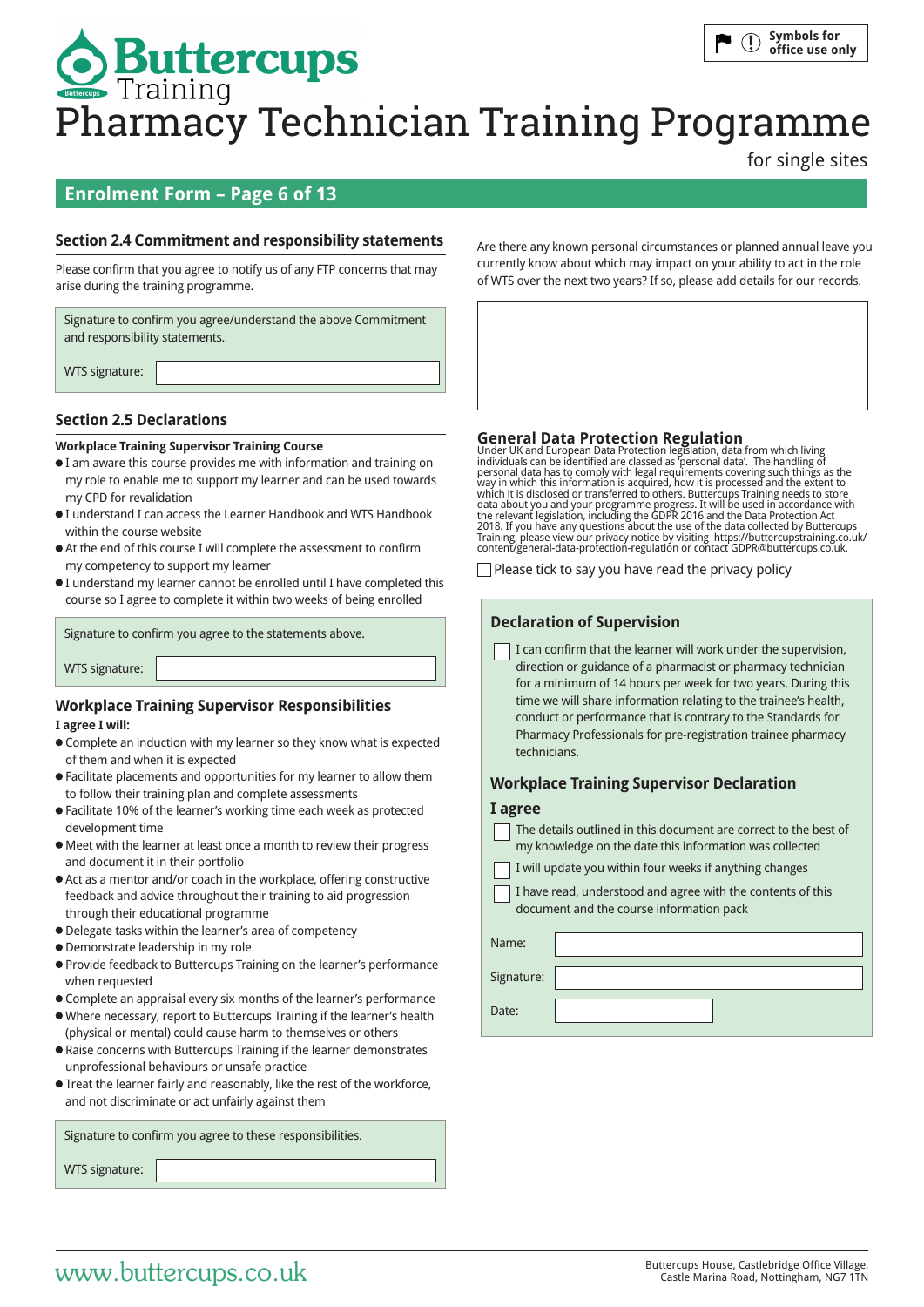# Buttercups Training

# Pharmacy Technician Training Programme

for single sites

Symbols for office use only

## Enrolment Form – Page 6 of 13

### Section 2.4 Commitment and responsibility statements

Please confirm that you agree to notify us of any FTP concerns that may arise during the training programme.

Signature to confirm you agree/understand the above Commitment and responsibility statements.

WTS signature:

### Section 2.5 Declarations

**Workplace Training Supervisor Training Course**

- I am aware this course provides me with information and training on my role to enable me to support my learner and can be used towards my CPD for revalidation
- I understand I can access the Learner Handbook and WTS Handbook within the course website
- At the end of this course I will complete the assessment to confirm my competency to support my learner
- I understand my learner cannot be enrolled until I have completed this course so I agree to complete it within two weeks of being enrolled

Signature to confirm you agree to the statements above.

WTS signature:

### Workplace Training Supervisor Responsibilities

**I agree I will:**

- Complete an induction with my learner so they know what is expected of them and when it is expected
- Facilitate placements and opportunities for my learner to allow them to follow their training plan and complete assessments
- Facilitate 10% of the learner's working time each week as protected development time
- Meet with the learner at least once a month to review their progress and document it in their portfolio
- Act as a mentor and/or coach in the workplace, offering constructive feedback and advice throughout their training to aid progression through their educational programme
- Delegate tasks within the learner's area of competency
- Demonstrate leadership in my role
- Provide feedback to Buttercups Training on the learner's performance when requested
- Complete an appraisal every six months of the learner's performance
- Where necessary, report to Buttercups Training if the learner's health (physical or mental) could cause harm to themselves or others
- Raise concerns with Buttercups Training if the learner demonstrates unprofessional behaviours or unsafe practice
- Treat the learner fairly and reasonably, like the rest of the workforce, and not discriminate or act unfairly against them

Signature to confirm you agree to these responsibilities.

WTS signature:

Are there any known personal circumstances or planned annual leave you currently know about which may impact on your ability to act in the role of WTS over the next two years? If so, please add details for our records.

### General Data Protection Regulation

Under UK and European Data Protection legislation, data from which living individuals can be identified are classed as 'personal data'. The handling of personal data has to comply with legal requirements covering such things as the way in which this information is acquired, how it is processed and the extent to which it is disclosed or transferred to others. Buttercups Training needs to store data about you and your programme progress. It will be used in accordance with the relevant legislation, including the GDPR 2016 and the Data Protection Act 2018. If you have any questions about the use of the data collected by Buttercups Training, please view our privacy notice by visiting https://buttercupstraining.co.uk/content/general-data-protection-regulation or contact GDPR@buttercups.co.uk.

☐ Please tick to say you have read the privacy policy

### Declaration of Supervision

☐ I can confirm that the learner will work under the supervision, direction or guidance of a pharmacist or pharmacy technician for a minimum of 14 hours per week for two years. During this time we will share information relating to the trainee's health, conduct or performance that is contrary to the Standards for Pharmacy Professionals for pre-registration trainee pharmacy technicians.

### Workplace Training Supervisor Declaration

**I agree**

☐ The details outlined in this document are correct to the best of my knowledge on the date this information was collected

☐ I will update you within four weeks if anything changes

☐ I have read, understood and agree with the contents of this document and the course information pack

Name:

Signature:

Date:

www.buttercups.co.uk

Buttercups House, Castlebridge Office Village, Castle Marina Road, Nottingham, NG7 1TN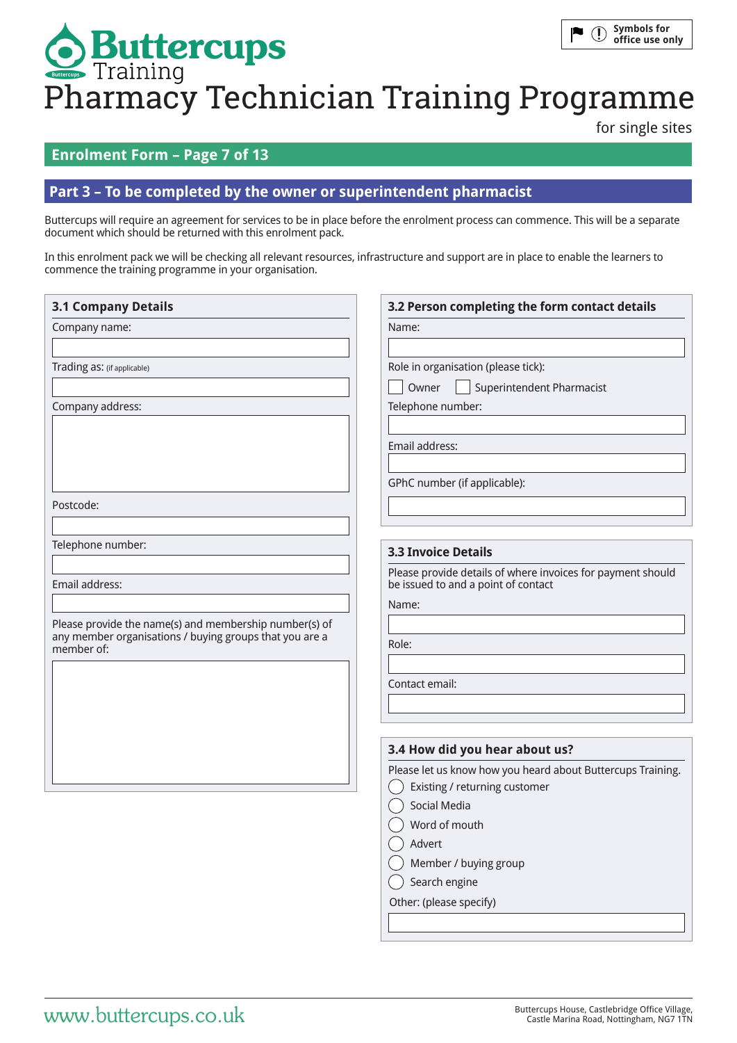Symbols for office use only

# Buttercups Training

# Pharmacy Technician Training Programme

for single sites

## Enrolment Form – Page 7 of 13

## Part 3 – To be completed by the owner or superintendent pharmacist

Buttercups will require an agreement for services to be in place before the enrolment process can commence. This will be a separate document which should be returned with this enrolment pack.

In this enrolment pack we will be checking all relevant resources, infrastructure and support are in place to enable the learners to commence the training programme in your organisation.

### 3.1 Company Details

Company name:

Trading as: (if applicable)

Company address:

Postcode:

Telephone number:

Email address:

Please provide the name(s) and membership number(s) of any member organisations / buying groups that you are a member of:

### 3.2 Person completing the form contact details

Name:

Role in organisation (please tick):

☐ Owner ☐ Superintendent Pharmacist

Telephone number:

Email address:

GPhC number (if applicable):

### 3.3 Invoice Details

Please provide details of where invoices for payment should be issued to and a point of contact

Name:

Role:

Contact email:

### 3.4 How did you hear about us?

Please let us know how you heard about Buttercups Training.

- ◯ Existing / returning customer
- ◯ Social Media
- ◯ Word of mouth
- ◯ Advert
- ◯ Member / buying group
- ◯ Search engine

Other: (please specify)

www.buttercups.co.uk

Buttercups House, Castlebridge Office Village, Castle Marina Road, Nottingham, NG7 1TN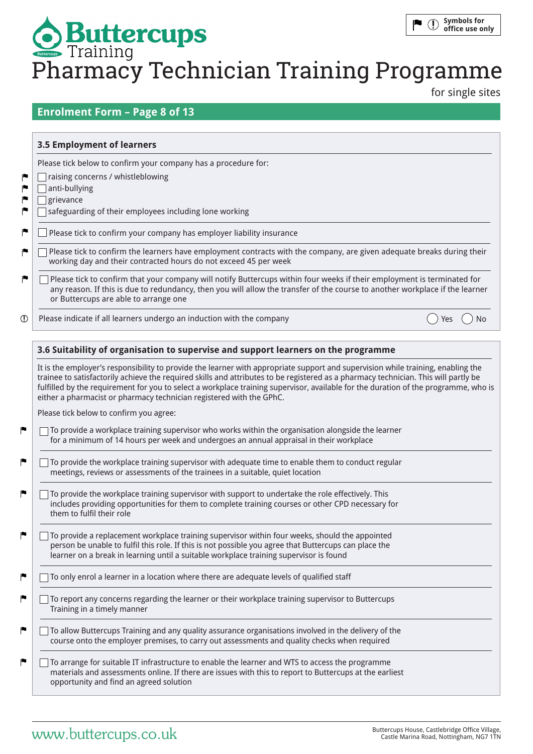# Buttercups Training

# Pharmacy Technician Training Programme

for single sites

Symbols for office use only

## Enrolment Form – Page 8 of 13

### 3.5 Employment of learners

Please tick below to confirm your company has a procedure for:

- ☐ raising concerns / whistleblowing
- ☐ anti-bullying
- ☐ grievance
- ☐ safeguarding of their employees including lone working

☐ Please tick to confirm your company has employer liability insurance

☐ Please tick to confirm the learners have employment contracts with the company, are given adequate breaks during their working day and their contracted hours do not exceed 45 per week

☐ Please tick to confirm that your company will notify Buttercups within four weeks if their employment is terminated for any reason. If this is due to redundancy, then you will allow the transfer of the course to another workplace if the learner or Buttercups are able to arrange one

Please indicate if all learners undergo an induction with the company ◯ Yes ◯ No

### 3.6 Suitability of organisation to supervise and support learners on the programme

It is the employer's responsibility to provide the learner with appropriate support and supervision while training, enabling the trainee to satisfactorily achieve the required skills and attributes to be registered as a pharmacy technician. This will partly be fulfilled by the requirement for you to select a workplace training supervisor, available for the duration of the programme, who is either a pharmacist or pharmacy technician registered with the GPhC.

Please tick below to confirm you agree:

☐ To provide a workplace training supervisor who works within the organisation alongside the learner for a minimum of 14 hours per week and undergoes an annual appraisal in their workplace

☐ To provide the workplace training supervisor with adequate time to enable them to conduct regular meetings, reviews or assessments of the trainees in a suitable, quiet location

☐ To provide the workplace training supervisor with support to undertake the role effectively. This includes providing opportunities for them to complete training courses or other CPD necessary for them to fulfil their role

☐ To provide a replacement workplace training supervisor within four weeks, should the appointed person be unable to fulfil this role. If this is not possible you agree that Buttercups can place the learner on a break in learning until a suitable workplace training supervisor is found

☐ To only enrol a learner in a location where there are adequate levels of qualified staff

☐ To report any concerns regarding the learner or their workplace training supervisor to Buttercups Training in a timely manner

☐ To allow Buttercups Training and any quality assurance organisations involved in the delivery of the course onto the employer premises, to carry out assessments and quality checks when required

☐ To arrange for suitable IT infrastructure to enable the learner and WTS to access the programme materials and assessments online. If there are issues with this to report to Buttercups at the earliest opportunity and find an agreed solution

www.buttercups.co.uk

Buttercups House, Castlebridge Office Village, Castle Marina Road, Nottingham, NG7 1TN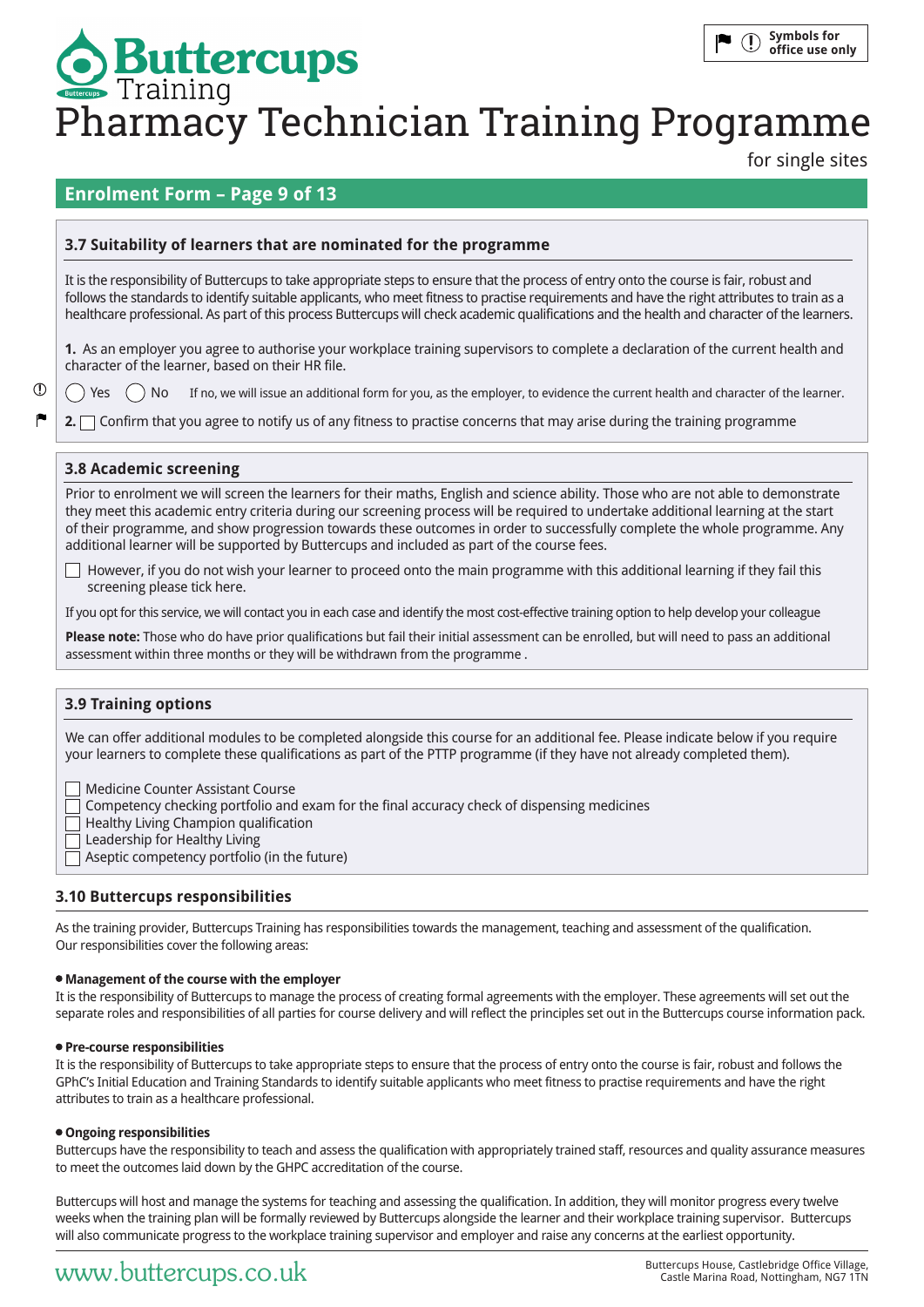# Buttercups Training

# Pharmacy Technician Training Programme

for single sites

Symbols for office use only

## Enrolment Form – Page 9 of 13

### 3.7 Suitability of learners that are nominated for the programme

It is the responsibility of Buttercups to take appropriate steps to ensure that the process of entry onto the course is fair, robust and follows the standards to identify suitable applicants, who meet fitness to practise requirements and have the right attributes to train as a healthcare professional. As part of this process Buttercups will check academic qualifications and the health and character of the learners.

**1.** As an employer you agree to authorise your workplace training supervisors to complete a declaration of the current health and character of the learner, based on their HR file.

◯ Yes ◯ No If no, we will issue an additional form for you, as the employer, to evidence the current health and character of the learner.

**2.** ☐ Confirm that you agree to notify us of any fitness to practise concerns that may arise during the training programme

### 3.8 Academic screening

Prior to enrolment we will screen the learners for their maths, English and science ability. Those who are not able to demonstrate they meet this academic entry criteria during our screening process will be required to undertake additional learning at the start of their programme, and show progression towards these outcomes in order to successfully complete the whole programme. Any additional learner will be supported by Buttercups and included as part of the course fees.

☐ However, if you do not wish your learner to proceed onto the main programme with this additional learning if they fail this screening please tick here.

If you opt for this service, we will contact you in each case and identify the most cost-effective training option to help develop your colleague

**Please note:** Those who do have prior qualifications but fail their initial assessment can be enrolled, but will need to pass an additional assessment within three months or they will be withdrawn from the programme .

### 3.9 Training options

We can offer additional modules to be completed alongside this course for an additional fee. Please indicate below if you require your learners to complete these qualifications as part of the PTTP programme (if they have not already completed them).

☐ Medicine Counter Assistant Course
☐ Competency checking portfolio and exam for the final accuracy check of dispensing medicines
☐ Healthy Living Champion qualification
☐ Leadership for Healthy Living
☐ Aseptic competency portfolio (in the future)

### 3.10 Buttercups responsibilities

As the training provider, Buttercups Training has responsibilities towards the management, teaching and assessment of the qualification. Our responsibilities cover the following areas:

- **Management of the course with the employer**

It is the responsibility of Buttercups to manage the process of creating formal agreements with the employer. These agreements will set out the separate roles and responsibilities of all parties for course delivery and will reflect the principles set out in the Buttercups course information pack.

- **Pre-course responsibilities**

It is the responsibility of Buttercups to take appropriate steps to ensure that the process of entry onto the course is fair, robust and follows the GPhC's Initial Education and Training Standards to identify suitable applicants who meet fitness to practise requirements and have the right attributes to train as a healthcare professional.

- **Ongoing responsibilities**

Buttercups have the responsibility to teach and assess the qualification with appropriately trained staff, resources and quality assurance measures to meet the outcomes laid down by the GHPC accreditation of the course.

Buttercups will host and manage the systems for teaching and assessing the qualification. In addition, they will monitor progress every twelve weeks when the training plan will be formally reviewed by Buttercups alongside the learner and their workplace training supervisor. Buttercups will also communicate progress to the workplace training supervisor and employer and raise any concerns at the earliest opportunity.

www.buttercups.co.uk

Buttercups House, Castlebridge Office Village, Castle Marina Road, Nottingham, NG7 1TN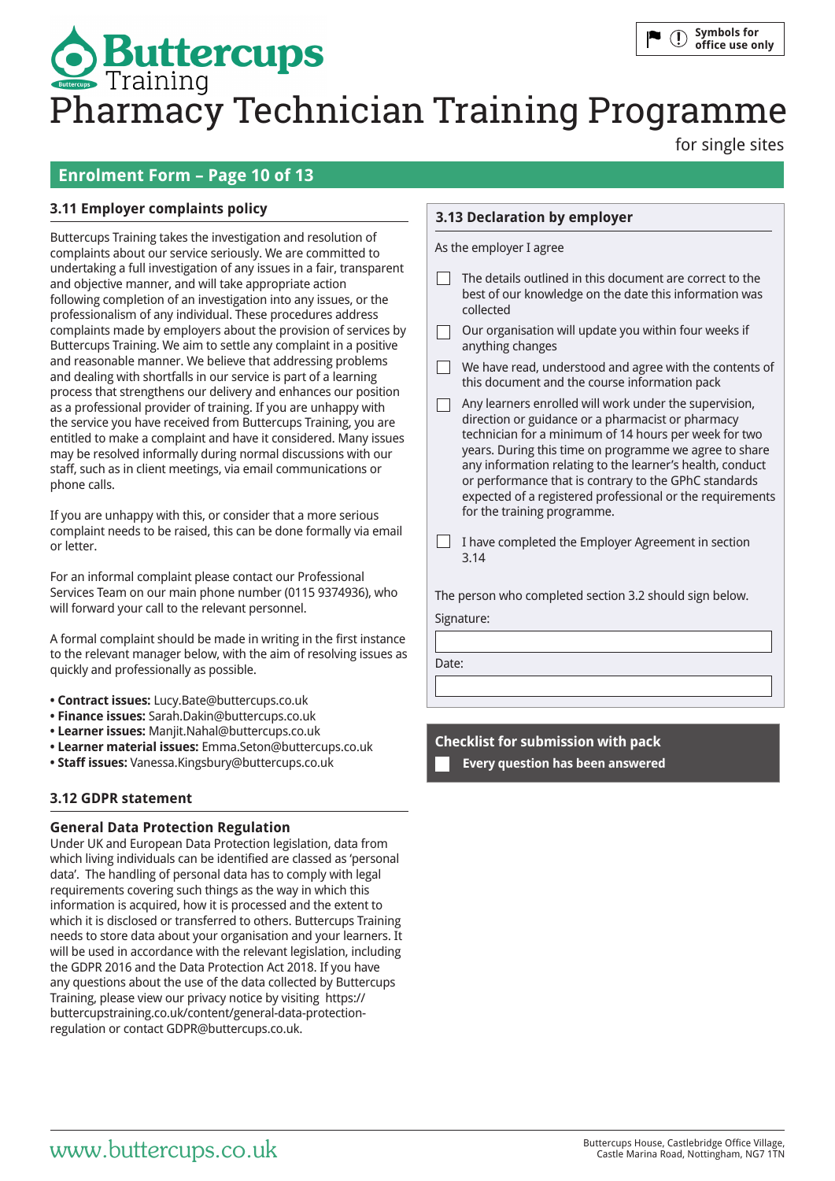# Buttercups Training

# Pharmacy Technician Training Programme

for single sites

## Enrolment Form – Page 10 of 13

### 3.11 Employer complaints policy

Buttercups Training takes the investigation and resolution of complaints about our service seriously. We are committed to undertaking a full investigation of any issues in a fair, transparent and objective manner, and will take appropriate action following completion of an investigation into any issues, or the professionalism of any individual. These procedures address complaints made by employers about the provision of services by Buttercups Training. We aim to settle any complaint in a positive and reasonable manner. We believe that addressing problems and dealing with shortfalls in our service is part of a learning process that strengthens our delivery and enhances our position as a professional provider of training. If you are unhappy with the service you have received from Buttercups Training, you are entitled to make a complaint and have it considered. Many issues may be resolved informally during normal discussions with our staff, such as in client meetings, via email communications or phone calls.

If you are unhappy with this, or consider that a more serious complaint needs to be raised, this can be done formally via email or letter.

For an informal complaint please contact our Professional Services Team on our main phone number (0115 9374936), who will forward your call to the relevant personnel.

A formal complaint should be made in writing in the first instance to the relevant manager below, with the aim of resolving issues as quickly and professionally as possible.

- **Contract issues:** Lucy.Bate@buttercups.co.uk
- **Finance issues:** Sarah.Dakin@buttercups.co.uk
- **Learner issues:** Manjit.Nahal@buttercups.co.uk
- **Learner material issues:** Emma.Seton@buttercups.co.uk
- **Staff issues:** Vanessa.Kingsbury@buttercups.co.uk

### 3.12 GDPR statement

#### General Data Protection Regulation

Under UK and European Data Protection legislation, data from which living individuals can be identified are classed as 'personal data'. The handling of personal data has to comply with legal requirements covering such things as the way in which this information is acquired, how it is processed and the extent to which it is disclosed or transferred to others. Buttercups Training needs to store data about your organisation and your learners. It will be used in accordance with the relevant legislation, including the GDPR 2016 and the Data Protection Act 2018. If you have any questions about the use of the data collected by Buttercups Training, please view our privacy notice by visiting https://buttercupstraining.co.uk/content/general-data-protection-regulation or contact GDPR@buttercups.co.uk.

### 3.13 Declaration by employer

As the employer I agree

- [ ] The details outlined in this document are correct to the best of our knowledge on the date this information was collected
- [ ] Our organisation will update you within four weeks if anything changes
- [ ] We have read, understood and agree with the contents of this document and the course information pack
- [ ] Any learners enrolled will work under the supervision, direction or guidance or a pharmacist or pharmacy technician for a minimum of 14 hours per week for two years. During this time on programme we agree to share any information relating to the learner's health, conduct or performance that is contrary to the GPhC standards expected of a registered professional or the requirements for the training programme.
- [ ] I have completed the Employer Agreement in section 3.14

The person who completed section 3.2 should sign below.

Signature:

Date:

**Checklist for submission with pack**

- [ ] **Every question has been answered**

www.buttercups.co.uk

Buttercups House, Castlebridge Office Village, Castle Marina Road, Nottingham, NG7 1TN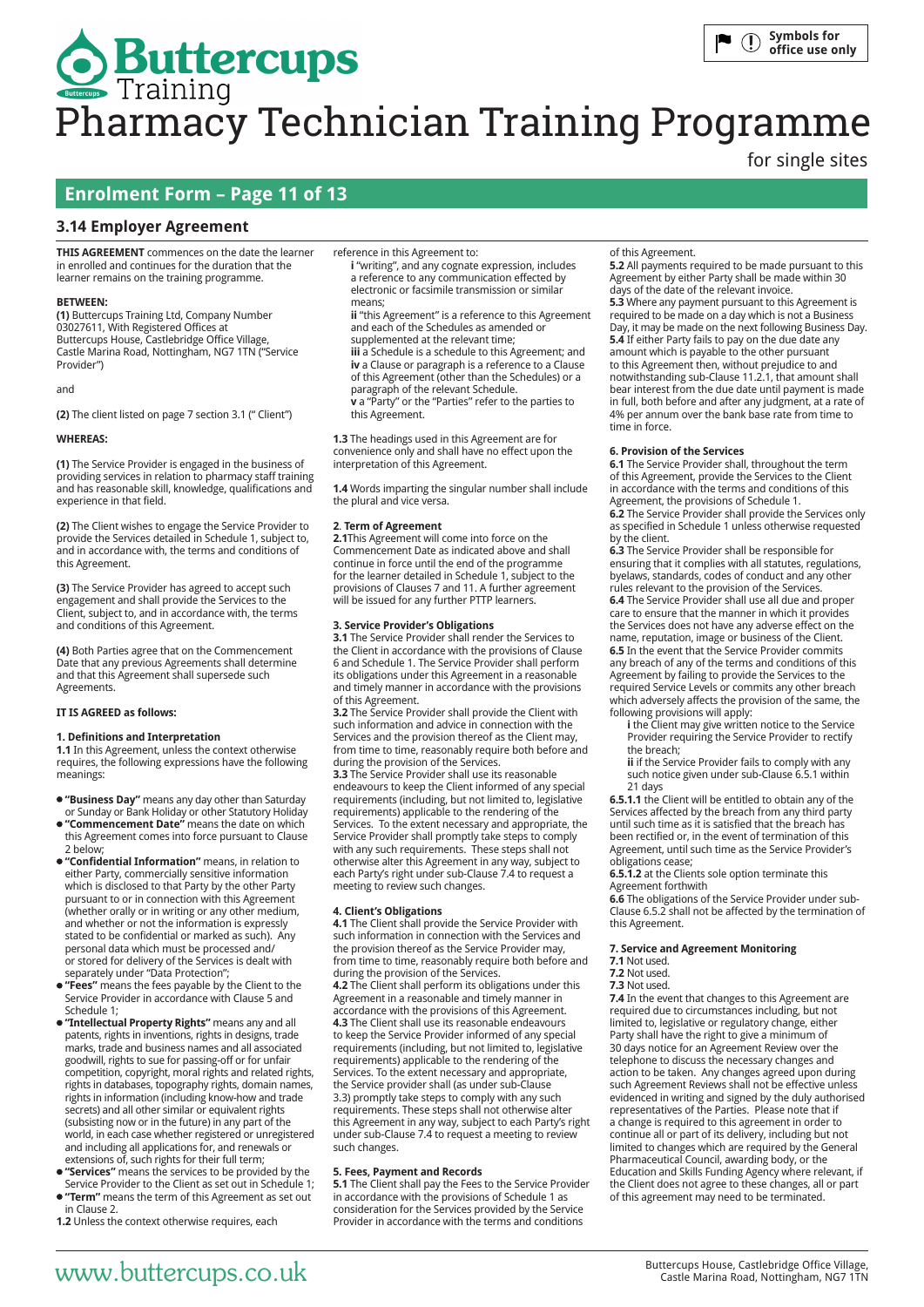# Buttercups Training

# Pharmacy Technician Training Programme

for single sites

## Enrolment Form – Page 11 of 13

### 3.14 Employer Agreement

**THIS AGREEMENT** commences on the date the learner in enrolled and continues for the duration that the learner remains on the training programme.

**BETWEEN:**

**(1)** Buttercups Training Ltd, Company Number 03027611, With Registered Offices at Buttercups House, Castlebridge Office Village, Castle Marina Road, Nottingham, NG7 1TN ("Service Provider")

and

**(2)** The client listed on page 7 section 3.1 (" Client")

**WHEREAS:**

**(1)** The Service Provider is engaged in the business of providing services in relation to pharmacy staff training and has reasonable skill, knowledge, qualifications and experience in that field.

**(2)** The Client wishes to engage the Service Provider to provide the Services detailed in Schedule 1, subject to, and in accordance with, the terms and conditions of this Agreement.

**(3)** The Service Provider has agreed to accept such engagement and shall provide the Services to the Client, subject to, and in accordance with, the terms and conditions of this Agreement.

**(4)** Both Parties agree that on the Commencement Date that any previous Agreements shall determine and that this Agreement shall supersede such Agreements.

**IT IS AGREED as follows:**

**1. Definitions and Interpretation**

**1.1** In this Agreement, unless the context otherwise requires, the following expressions have the following meanings:

- **"Business Day"** means any day other than Saturday or Sunday or Bank Holiday or other Statutory Holiday
- **"Commencement Date"** means the date on which this Agreement comes into force pursuant to Clause 2 below;
- **"Confidential Information"** means, in relation to either Party, commercially sensitive information which is disclosed to that Party by the other Party pursuant to or in connection with this Agreement (whether orally or in writing or any other medium, and whether or not the information is expressly stated to be confidential or marked as such). Any personal data which must be processed and/ or stored for delivery of the Services is dealt with separately under "Data Protection";
- **"Fees"** means the fees payable by the Client to the Service Provider in accordance with Clause 5 and Schedule 1;
- **"Intellectual Property Rights"** means any and all patents, rights in inventions, rights in designs, trade marks, trade and business names and all associated goodwill, rights to sue for passing-off or for unfair competition, copyright, moral rights and related rights, rights in databases, topography rights, domain names, rights in information (including know-how and trade secrets) and all other similar or equivalent rights (subsisting now or in the future) in any part of the world, in each case whether registered or unregistered and including all applications for, and renewals or extensions of, such rights for their full term;
- **"Services"** means the services to be provided by the Service Provider to the Client as set out in Schedule 1;
- **"Term"** means the term of this Agreement as set out in Clause 2.

**1.2** Unless the context otherwise requires, each reference in this Agreement to:

**i** "writing", and any cognate expression, includes a reference to any communication effected by electronic or facsimile transmission or similar means;
**ii** "this Agreement" is a reference to this Agreement and each of the Schedules as amended or supplemented at the relevant time;
**iii** a Schedule is a schedule to this Agreement; and
**iv** a Clause or paragraph is a reference to a Clause of this Agreement (other than the Schedules) or a paragraph of the relevant Schedule.
**v** a "Party" or the "Parties" refer to the parties to this Agreement.

**1.3** The headings used in this Agreement are for convenience only and shall have no effect upon the interpretation of this Agreement.

**1.4** Words imparting the singular number shall include the plural and vice versa.

**2. Term of Agreement**

**2.1**This Agreement will come into force on the Commencement Date as indicated above and shall continue in force until the end of the programme for the learner detailed in Schedule 1, subject to the provisions of Clauses 7 and 11. A further agreement will be issued for any further PTTP learners.

**3. Service Provider's Obligations**

**3.1** The Service Provider shall render the Services to the Client in accordance with the provisions of Clause 6 and Schedule 1. The Service Provider shall perform its obligations under this Agreement in a reasonable and timely manner in accordance with the provisions of this Agreement.
**3.2** The Service Provider shall provide the Client with such information and advice in connection with the Services and the provision thereof as the Client may, from time to time, reasonably require both before and during the provision of the Services.
**3.3** The Service Provider shall use its reasonable endeavours to keep the Client informed of any special requirements (including, but not limited to, legislative requirements) applicable to the rendering of the Services. To the extent necessary and appropriate, the Service Provider shall promptly take steps to comply with any such requirements. These steps shall not otherwise alter this Agreement in any way, subject to each Party's right under sub-Clause 7.4 to request a meeting to review such changes.

**4. Client's Obligations**

**4.1** The Client shall provide the Service Provider with such information in connection with the Services and the provision thereof as the Service Provider may, from time to time, reasonably require both before and during the provision of the Services.
**4.2** The Client shall perform its obligations under this Agreement in a reasonable and timely manner in accordance with the provisions of this Agreement.
**4.3** The Client shall use its reasonable endeavours to keep the Service Provider informed of any special requirements (including, but not limited to, legislative requirements) applicable to the rendering of the Services. To the extent necessary and appropriate, the Service provider shall (as under sub-Clause 3.3) promptly take steps to comply with any such requirements. These steps shall not otherwise alter this Agreement in any way, subject to each Party's right under sub-Clause 7.4 to request a meeting to review such changes.

**5. Fees, Payment and Records**

**5.1** The Client shall pay the Fees to the Service Provider in accordance with the provisions of Schedule 1 as consideration for the Services provided by the Service Provider in accordance with the terms and conditions of this Agreement.
**5.2** All payments required to be made pursuant to this Agreement by either Party shall be made within 30 days of the date of the relevant invoice.
**5.3** Where any payment pursuant to this Agreement is required to be made on a day which is not a Business Day, it may be made on the next following Business Day.
**5.4** If either Party fails to pay on the due date any amount which is payable to the other pursuant to this Agreement then, without prejudice to and notwithstanding sub-Clause 11.2.1, that amount shall bear interest from the due date until payment is made in full, both before and after any judgment, at a rate of 4% per annum over the bank base rate from time to time in force.

**6. Provision of the Services**

**6.1** The Service Provider shall, throughout the term of this Agreement, provide the Services to the Client in accordance with the terms and conditions of this Agreement, the provisions of Schedule 1.
**6.2** The Service Provider shall provide the Services only as specified in Schedule 1 unless otherwise requested by the client.
**6.3** The Service Provider shall be responsible for ensuring that it complies with all statutes, regulations, byelaws, standards, codes of conduct and any other rules relevant to the provision of the Services.
**6.4** The Service Provider shall use all due and proper care to ensure that the manner in which it provides the Services does not have any adverse effect on the name, reputation, image or business of the Client.
**6.5** In the event that the Service Provider commits any breach of any of the terms and conditions of this Agreement by failing to provide the Services to the required Service Levels or commits any other breach which adversely affects the provision of the same, the following provisions will apply:

**i** the Client may give written notice to the Service Provider requiring the Service Provider to rectify the breach;
**ii** if the Service Provider fails to comply with any such notice given under sub-Clause 6.5.1 within 21 days

**6.5.1.1** the Client will be entitled to obtain any of the Services affected by the breach from any third party until such time as it is satisfied that the breach has been rectified or, in the event of termination of this Agreement, until such time as the Service Provider's obligations cease;
**6.5.1.2** at the Clients sole option terminate this Agreement forthwith
**6.6** The obligations of the Service Provider under sub-Clause 6.5.2 shall not be affected by the termination of this Agreement.

**7. Service and Agreement Monitoring**

**7.1** Not used.
**7.2** Not used.
**7.3** Not used.
**7.4** In the event that changes to this Agreement are required due to circumstances including, but not limited to, legislative or regulatory change, either Party shall have the right to give a minimum of 30 days notice for an Agreement Review over the telephone to discuss the necessary changes and action to be taken. Any changes agreed upon during such Agreement Reviews shall not be effective unless evidenced in writing and signed by the duly authorised representatives of the Parties. Please note that if a change is required to this agreement in order to continue all or part of its delivery, including but not limited to changes which are required by the General Pharmaceutical Council, awarding body, or the Education and Skills Funding Agency where relevant, if the Client does not agree to these changes, all or part of this agreement may need to be terminated.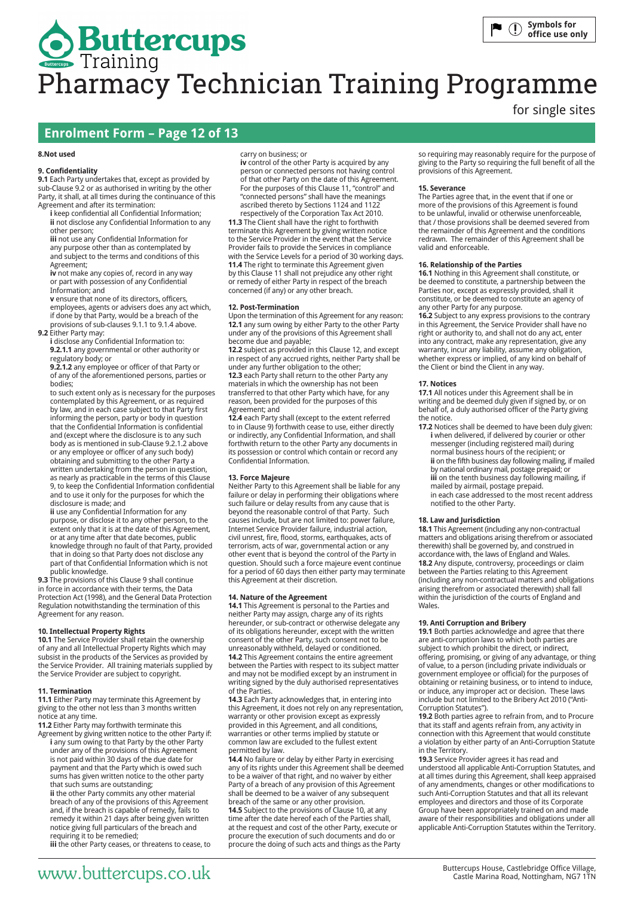# Buttercups Training

# Pharmacy Technician Training Programme

for single sites

## Enrolment Form – Page 12 of 13

**8.Not used**

**9. Confidentiality**

**9.1** Each Party undertakes that, except as provided by sub-Clause 9.2 or as authorised in writing by the other Party, it shall, at all times during the continuance of this Agreement and after its termination:

**i** keep confidential all Confidential Information;
**ii** not disclose any Confidential Information to any other person;
**iii** not use any Confidential Information for any purpose other than as contemplated by and subject to the terms and conditions of this Agreement;
**iv** not make any copies of, record in any way or part with possession of any Confidential Information; and
**v** ensure that none of its directors, officers, employees, agents or advisers does any act which, if done by that Party, would be a breach of the provisions of sub-clauses 9.1.1 to 9.1.4 above.

**9.2** Either Party may:

**i** disclose any Confidential Information to:
**9.2.1.1** any governmental or other authority or regulatory body; or
**9.2.1.2** any employee or officer of that Party or of any of the aforementioned persons, parties or bodies;
to such extent only as is necessary for the purposes contemplated by this Agreement, or as required by law, and in each case subject to that Party first informing the person, party or body in question that the Confidential Information is confidential and (except where the disclosure is to any such body as is mentioned in sub-Clause 9.2.1.2 above or any employee or officer of any such body) obtaining and submitting to the other Party a written undertaking from the person in question, as nearly as practicable in the terms of this Clause 9, to keep the Confidential Information confidential and to use it only for the purposes for which the disclosure is made; and
**ii** use any Confidential Information for any purpose, or disclose it to any other person, to the extent only that it is at the date of this Agreement, or at any time after that date becomes, public knowledge through no fault of that Party, provided that in doing so that Party does not disclose any part of that Confidential Information which is not public knowledge.

**9.3** The provisions of this Clause 9 shall continue in force in accordance with their terms, the Data Protection Act (1998), and the General Data Protection Regulation notwithstanding the termination of this Agreement for any reason.

**10. Intellectual Property Rights**

**10.1** The Service Provider shall retain the ownership of any and all Intellectual Property Rights which may subsist in the products of the Services as provided by the Service Provider. All training materials supplied by the Service Provider are subject to copyright.

**11. Termination**

**11.1** Either Party may terminate this Agreement by giving to the other not less than 3 months written notice at any time.

**11.2** Either Party may forthwith terminate this Agreement by giving written notice to the other Party if:

**i** any sum owing to that Party by the other Party under any of the provisions of this Agreement is not paid within 30 days of the due date for payment and that the Party which is owed such sums has given written notice to the other party that such sums are outstanding;
**ii** the other Party commits any other material breach of any of the provisions of this Agreement and, if the breach is capable of remedy, fails to remedy it within 21 days after being given written notice giving full particulars of the breach and requiring it to be remedied;
**iii** the other Party ceases, or threatens to cease, to carry on business; or
**iv** control of the other Party is acquired by any person or connected persons not having control of that other Party on the date of this Agreement. For the purposes of this Clause 11, "control" and "connected persons" shall have the meanings ascribed thereto by Sections 1124 and 1122 respectively of the Corporation Tax Act 2010.

**11.3** The Client shall have the right to forthwith terminate this Agreement by giving written notice to the Service Provider in the event that the Service Provider fails to provide the Services in compliance with the Service Levels for a period of 30 working days.

**11.4** The right to terminate this Agreement given by this Clause 11 shall not prejudice any other right or remedy of either Party in respect of the breach concerned (if any) or any other breach.

**12. Post-Termination**

Upon the termination of this Agreement for any reason:
**12.1** any sum owing by either Party to the other Party under any of the provisions of this Agreement shall become due and payable;
**12.2** subject as provided in this Clause 12, and except in respect of any accrued rights, neither Party shall be under any further obligation to the other;
**12.3** each Party shall return to the other Party any materials in which the ownership has not been transferred to that other Party which have, for any reason, been provided for the purposes of this Agreement; and
**12.4** each Party shall (except to the extent referred to in Clause 9) forthwith cease to use, either directly or indirectly, any Confidential Information, and shall forthwith return to the other Party any documents in its possession or control which contain or record any Confidential Information.

**13. Force Majeure**

Neither Party to this Agreement shall be liable for any failure or delay in performing their obligations where such failure or delay results from any cause that is beyond the reasonable control of that Party. Such causes include, but are not limited to: power failure, Internet Service Provider failure, industrial action, civil unrest, fire, flood, storms, earthquakes, acts of terrorism, acts of war, governmental action or any other event that is beyond the control of the Party in question. Should such a force majeure event continue for a period of 60 days then either party may terminate this Agreement at their discretion.

**14. Nature of the Agreement**

**14.1** This Agreement is personal to the Parties and neither Party may assign, charge any of its rights hereunder, or sub-contract or otherwise delegate any of its obligations hereunder, except with the written consent of the other Party, such consent not to be unreasonably withheld, delayed or conditioned.

**14.2** This Agreement contains the entire agreement between the Parties with respect to its subject matter and may not be modified except by an instrument in writing signed by the duly authorised representatives of the Parties.

**14.3** Each Party acknowledges that, in entering into this Agreement, it does not rely on any representation, warranty or other provision except as expressly provided in this Agreement, and all conditions, warranties or other terms implied by statute or common law are excluded to the fullest extent permitted by law.

**14.4** No failure or delay by either Party in exercising any of its rights under this Agreement shall be deemed to be a waiver of that right, and no waiver by either Party of a breach of any provision of this Agreement shall be deemed to be a waiver of any subsequent breach of the same or any other provision.

**14.5** Subject to the provisions of Clause 10, at any time after the date hereof each of the Parties shall, at the request and cost of the other Party, execute or procure the execution of such documents and do or procure the doing of such acts and things as the Party so requiring may reasonably require for the purpose of giving to the Party so requiring the full benefit of all the provisions of this Agreement.

**15. Severance**

The Parties agree that, in the event that if one or more of the provisions of this Agreement is found to be unlawful, invalid or otherwise unenforceable, that / those provisions shall be deemed severed from the remainder of this Agreement and the conditions redrawn. The remainder of this Agreement shall be valid and enforceable.

**16. Relationship of the Parties**

**16.1** Nothing in this Agreement shall constitute, or be deemed to constitute, a partnership between the Parties nor, except as expressly provided, shall it constitute, or be deemed to constitute an agency of any other Party for any purpose.

**16.2** Subject to any express provisions to the contrary in this Agreement, the Service Provider shall have no right or authority to, and shall not do any act, enter into any contract, make any representation, give any warranty, incur any liability, assume any obligation, whether express or implied, of any kind on behalf of the Client or bind the Client in any way.

**17. Notices**

**17.1** All notices under this Agreement shall be in writing and be deemed duly given if signed by, or on behalf of, a duly authorised officer of the Party giving the notice.

**17.2** Notices shall be deemed to have been duly given:

**i** when delivered, if delivered by courier or other messenger (including registered mail) during normal business hours of the recipient; or
**ii** on the fifth business day following mailing, if mailed by national ordinary mail, postage prepaid; or
**iii** on the tenth business day following mailing, if mailed by airmail, postage prepaid.
in each case addressed to the most recent address notified to the other Party.

**18. Law and Jurisdiction**

**18.1** This Agreement (including any non-contractual matters and obligations arising therefrom or associated therewith) shall be governed by, and construed in accordance with, the laws of England and Wales.

**18.2** Any dispute, controversy, proceedings or claim between the Parties relating to this Agreement (including any non-contractual matters and obligations arising therefrom or associated therewith) shall fall within the jurisdiction of the courts of England and Wales.

**19. Anti Corruption and Bribery**

**19.1** Both parties acknowledge and agree that there are anti-corruption laws to which both parties are subject to which prohibit the direct, or indirect, offering, promising, or giving of any advantage, or thing of value, to a person (including private individuals or government employee or official) for the purposes of obtaining or retaining business, or to intend to induce, or induce, any improper act or decision. These laws include but not limited to the Bribery Act 2010 ("Anti-Corruption Statutes").

**19.2** Both parties agree to refrain from, and to Procure that its staff and agents refrain from, any activity in connection with this Agreement that would constitute a violation by either party of an Anti-Corruption Statute in the Territory.

**19.3** Service Provider agrees it has read and understood all applicable Anti-Corruption Statutes, and at all times during this Agreement, shall keep appraised of any amendments, changes or other modifications to such Anti-Corruption Statutes and that all its relevant employees and directors and those of its Corporate Group have been appropriately trained on and made aware of their responsibilities and obligations under all applicable Anti-Corruption Statutes within the Territory.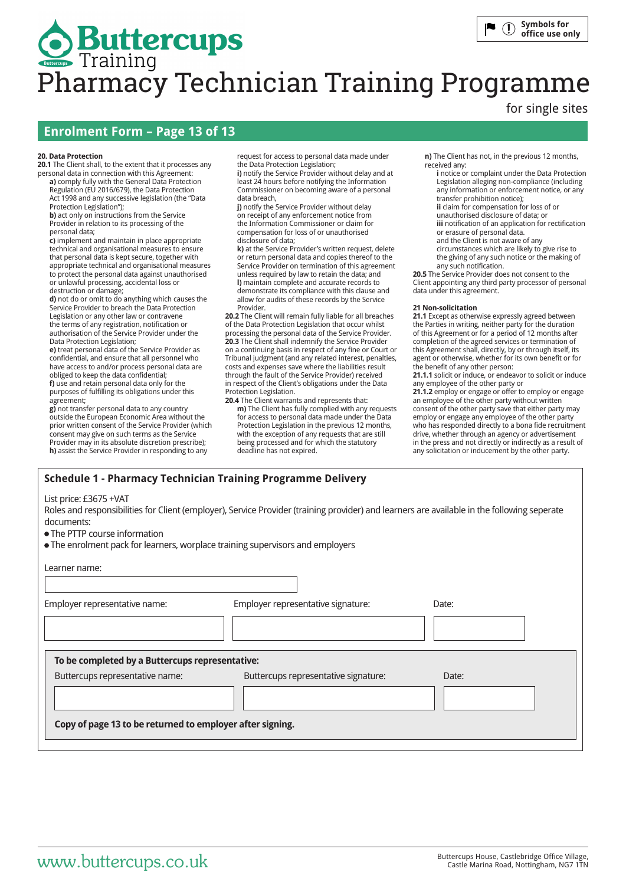# Buttercups Training

# Pharmacy Technician Training Programme

for single sites

Symbols for office use only

## Enrolment Form – Page 13 of 13

**20. Data Protection**

**20.1** The Client shall, to the extent that it processes any personal data in connection with this Agreement:

**a)** comply fully with the General Data Protection Regulation (EU 2016/679), the Data Protection Act 1998 and any successive legislation (the "Data Protection Legislation");

**b)** act only on instructions from the Service Provider in relation to its processing of the personal data;

**c)** implement and maintain in place appropriate technical and organisational measures to ensure that personal data is kept secure, together with appropriate technical and organisational measures to protect the personal data against unauthorised or unlawful processing, accidental loss or destruction or damage;

**d)** not do or omit to do anything which causes the Service Provider to breach the Data Protection Legislation or any other law or contravene the terms of any registration, notification or authorisation of the Service Provider under the Data Protection Legislation;

**e)** treat personal data of the Service Provider as confidential, and ensure that all personnel who have access to and/or process personal data are obliged to keep the data confidential;

**f)** use and retain personal data only for the purposes of fulfilling its obligations under this agreement;

**g)** not transfer personal data to any country outside the European Economic Area without the prior written consent of the Service Provider (which consent may give on such terms as the Service Provider may in its absolute discretion prescribe);

**h)** assist the Service Provider in responding to any request for access to personal data made under the Data Protection Legislation;

**i)** notify the Service Provider without delay and at least 24 hours before notifying the Information Commissioner on becoming aware of a personal data breach,

**j)** notify the Service Provider without delay on receipt of any enforcement notice from the Information Commissioner or claim for compensation for loss of or unauthorised disclosure of data;

**k)** at the Service Provider's written request, delete or return personal data and copies thereof to the Service Provider on termination of this agreement unless required by law to retain the data; and

**l)** maintain complete and accurate records to demonstrate its compliance with this clause and allow for audits of these records by the Service Provider.

**20.2** The Client will remain fully liable for all breaches of the Data Protection Legislation that occur whilst processing the personal data of the Service Provider.

**20.3** The Client shall indemnify the Service Provider on a continuing basis in respect of any fine or Court or Tribunal judgment (and any related interest, penalties, costs and expenses save where the liabilities result through the fault of the Service Provider) received in respect of the Client's obligations under the Data Protection Legislation.

**20.4** The Client warrants and represents that:

**m)** The Client has fully complied with any requests for access to personal data made under the Data Protection Legislation in the previous 12 months, with the exception of any requests that are still being processed and for which the statutory deadline has not expired.

**n)** The Client has not, in the previous 12 months, received any:

**i** notice or complaint under the Data Protection Legislation alleging non-compliance (including any information or enforcement notice, or any transfer prohibition notice);

**ii** claim for compensation for loss of or unauthorised disclosure of data; or

**iii** notification of an application for rectification or erasure of personal data.

and the Client is not aware of any circumstances which are likely to give rise to the giving of any such notice or the making of any such notification.

**20.5** The Service Provider does not consent to the Client appointing any third party processor of personal data under this agreement.

**21 Non-solicitation**

**21.1** Except as otherwise expressly agreed between the Parties in writing, neither party for the duration of this Agreement or for a period of 12 months after completion of the agreed services or termination of this Agreement shall, directly, by or through itself, its agent or otherwise, whether for its own benefit or for the benefit of any other person:

**21.1.1** solicit or induce, or endeavor to solicit or induce any employee of the other party or

**21.1.2** employ or engage or offer to employ or engage an employee of the other party without written consent of the other party save that either party may employ or engage any employee of the other party who has responded directly to a bona fide recruitment drive, whether through an agency or advertisement in the press and not directly or indirectly as a result of any solicitation or inducement by the other party.

### Schedule 1 - Pharmacy Technician Training Programme Delivery

List price: £3675 +VAT

Roles and responsibilities for Client (employer), Service Provider (training provider) and learners are available in the following seperate documents:

- The PTTP course information
- The enrolment pack for learners, worplace training supervisors and employers

Learner name:

| Employer representative name: | Employer representative signature: | Date: |
|---|---|---|
| | | |

**To be completed by a Buttercups representative:**

| Buttercups representative name: | Buttercups representative signature: | Date: |
|---|---|---|
| | | |

**Copy of page 13 to be returned to employer after signing.**

www.buttercups.co.uk

Buttercups House, Castlebridge Office Village, Castle Marina Road, Nottingham, NG7 1TN